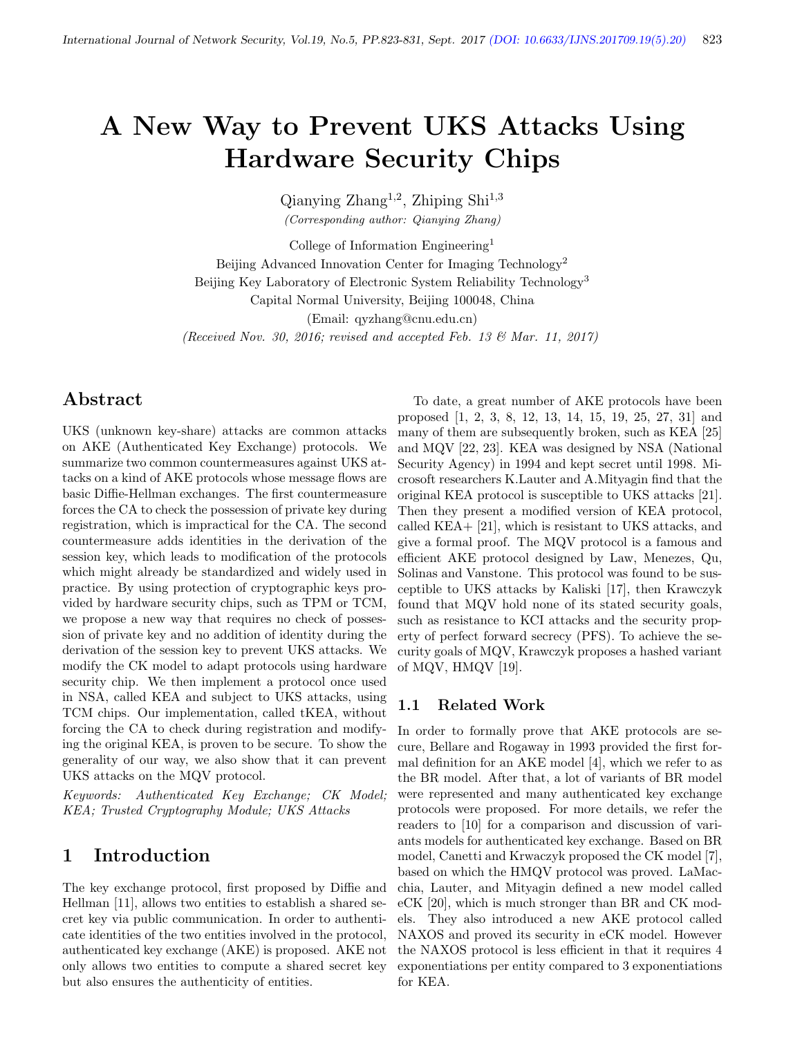# A New Way to Prevent UKS Attacks Using Hardware Security Chips

Qianying Zhang[1,2], Zhiping Shi[1,3]

*(Corresponding author: Qianying Zhang)*

College of Information Engineering[1]

Beijing Advanced Innovation Center for Imaging Technology[2]

Beijing Key Laboratory of Electronic System Reliability Technology[3]

Capital Normal University, Beijing 100048, China

(Email: qyzhang@cnu.edu.cn)

*(Received Nov. 30, 2016; revised and accepted Feb. 13 & Mar. 11, 2017)*

## Abstract

UKS (unknown key-share) attacks are common attacks on AKE (Authenticated Key Exchange) protocols. We summarize two common countermeasures against UKS attacks on a kind of AKE protocols whose message flows are basic Diffie-Hellman exchanges. The first countermeasure forces the CA to check the possession of private key during registration, which is impractical for the CA. The second countermeasure adds identities in the derivation of the session key, which leads to modification of the protocols which might already be standardized and widely used in practice. By using protection of cryptographic keys provided by hardware security chips, such as TPM or TCM, we propose a new way that requires no check of possession of private key and no addition of identity during the derivation of the session key to prevent UKS attacks. We modify the CK model to adapt protocols using hardware security chip. We then implement a protocol once used in NSA, called KEA and subject to UKS attacks, using TCM chips. Our implementation, called tKEA, without forcing the CA to check during registration and modifying the original KEA, is proven to be secure. To show the generality of our way, we also show that it can prevent UKS attacks on the MQV protocol.

*Keywords: Authenticated Key Exchange; CK Model; KEA; Trusted Cryptography Module; UKS Attacks*

## 1 Introduction

The key exchange protocol, first proposed by Diffie and Hellman [11], allows two entities to establish a shared secret key via public communication. In order to authenticate identities of the two entities involved in the protocol, authenticated key exchange (AKE) is proposed. AKE not only allows two entities to compute a shared secret key but also ensures the authenticity of entities.

To date, a great number of AKE protocols have been proposed [1, 2, 3, 8, 12, 13, 14, 15, 19, 25, 27, 31] and many of them are subsequently broken, such as KEA [25] and MQV [22, 23]. KEA was designed by NSA (National Security Agency) in 1994 and kept secret until 1998. Microsoft researchers K.Lauter and A.Mityagin find that the original KEA protocol is susceptible to UKS attacks [21]. Then they present a modified version of KEA protocol, called KEA+ [21], which is resistant to UKS attacks, and give a formal proof. The MQV protocol is a famous and efficient AKE protocol designed by Law, Menezes, Qu, Solinas and Vanstone. This protocol was found to be susceptible to UKS attacks by Kaliski [17], then Krawczyk found that MQV hold none of its stated security goals, such as resistance to KCI attacks and the security property of perfect forward secrecy (PFS). To achieve the security goals of MQV, Krawczyk proposes a hashed variant of MQV, HMQV [19].

### 1.1 Related Work

In order to formally prove that AKE protocols are secure, Bellare and Rogaway in 1993 provided the first formal definition for an AKE model [4], which we refer to as the BR model. After that, a lot of variants of BR model were represented and many authenticated key exchange protocols were proposed. For more details, we refer the readers to [10] for a comparison and discussion of variants models for authenticated key exchange. Based on BR model, Canetti and Krwaczyk proposed the CK model [7], based on which the HMQV protocol was proved. LaMacchia, Lauter, and Mityagin defined a new model called eCK [20], which is much stronger than BR and CK models. They also introduced a new AKE protocol called NAXOS and proved its security in eCK model. However the NAXOS protocol is less efficient in that it requires 4 exponentiations per entity compared to 3 exponentiations for KEA.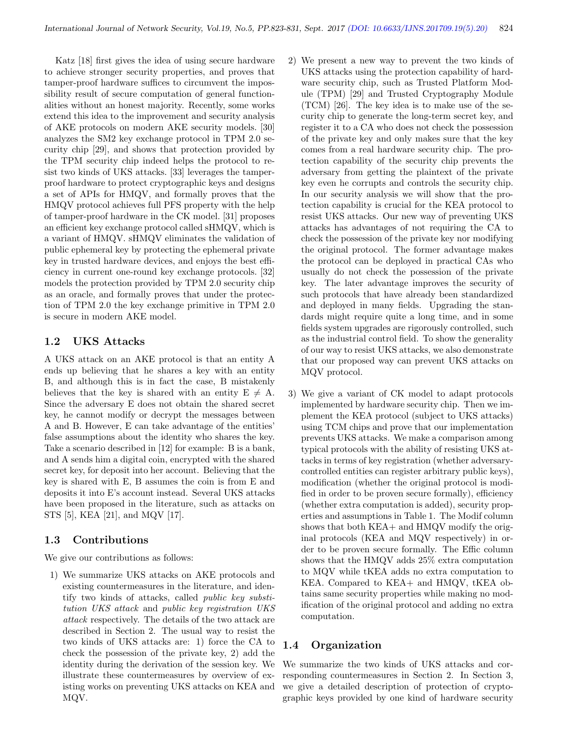Katz [18] first gives the idea of using secure hardware to achieve stronger security properties, and proves that tamper-proof hardware suffices to circumvent the impossibility result of secure computation of general functionalities without an honest majority. Recently, some works extend this idea to the improvement and security analysis of AKE protocols on modern AKE security models. [30] analyzes the SM2 key exchange protocol in TPM 2.0 security chip [29], and shows that protection provided by the TPM security chip indeed helps the protocol to resist two kinds of UKS attacks. [33] leverages the tamper-proof hardware to protect cryptographic keys and designs a set of APIs for HMQV, and formally proves that the HMQV protocol achieves full PFS property with the help of tamper-proof hardware in the CK model. [31] proposes an efficient key exchange protocol called sHMQV, which is a variant of HMQV. sHMQV eliminates the validation of public ephemeral key by protecting the ephemeral private key in trusted hardware devices, and enjoys the best efficiency in current one-round key exchange protocols. [32] models the protection provided by TPM 2.0 security chip as an oracle, and formally proves that under the protection of TPM 2.0 the key exchange primitive in TPM 2.0 is secure in modern AKE model.

## 1.2 UKS Attacks

A UKS attack on an AKE protocol is that an entity A ends up believing that he shares a key with an entity B, and although this is in fact the case, B mistakenly believes that the key is shared with an entity E $\neq$ A. Since the adversary E does not obtain the shared secret key, he cannot modify or decrypt the messages between A and B. However, E can take advantage of the entities' false assumptions about the identity who shares the key. Take a scenario described in [12] for example: B is a bank, and A sends him a digital coin, encrypted with the shared secret key, for deposit into her account. Believing that the key is shared with E, B assumes the coin is from E and deposits it into E's account instead. Several UKS attacks have been proposed in the literature, such as attacks on STS [5], KEA [21], and MQV [17].

## 1.3 Contributions

We give our contributions as follows:

1) We summarize UKS attacks on AKE protocols and existing countermeasures in the literature, and identify two kinds of attacks, called *public key substitution UKS attack* and *public key registration UKS attack* respectively. The details of the two attack are described in Section 2. The usual way to resist the two kinds of UKS attacks are: 1) force the CA to check the possession of the private key, 2) add the identity during the derivation of the session key. We illustrate these countermeasures by overview of existing works on preventing UKS attacks on KEA and MQV.

2) We present a new way to prevent the two kinds of UKS attacks using the protection capability of hardware security chip, such as Trusted Platform Module (TPM) [29] and Trusted Cryptography Module (TCM) [26]. The key idea is to make use of the security chip to generate the long-term secret key, and register it to a CA who does not check the possession of the private key and only makes sure that the key comes from a real hardware security chip. The protection capability of the security chip prevents the adversary from getting the plaintext of the private key even he corrupts and controls the security chip. In our security analysis we will show that the protection capability is crucial for the KEA protocol to resist UKS attacks. Our new way of preventing UKS attacks has advantages of not requiring the CA to check the possession of the private key nor modifying the original protocol. The former advantage makes the protocol can be deployed in practical CAs who usually do not check the possession of the private key. The later advantage improves the security of such protocols that have already been standardized and deployed in many fields. Upgrading the standards might require quite a long time, and in some fields system upgrades are rigorously controlled, such as the industrial control field. To show the generality of our way to resist UKS attacks, we also demonstrate that our proposed way can prevent UKS attacks on MQV protocol.

3) We give a variant of CK model to adapt protocols implemented by hardware security chip. Then we implement the KEA protocol (subject to UKS attacks) using TCM chips and prove that our implementation prevents UKS attacks. We make a comparison among typical protocols with the ability of resisting UKS attacks in terms of key registration (whether adversary-controlled entities can register arbitrary public keys), modification (whether the original protocol is modified in order to be proven secure formally), efficiency (whether extra computation is added), security properties and assumptions in Table 1. The Modif column shows that both KEA+ and HMQV modify the original protocols (KEA and MQV respectively) in order to be proven secure formally. The Effic column shows that the HMQV adds 25% extra computation to MQV while tKEA adds no extra computation to KEA. Compared to KEA+ and HMQV, tKEA obtains same security properties while making no modification of the original protocol and adding no extra computation.

## 1.4 Organization

We summarize the two kinds of UKS attacks and corresponding countermeasures in Section 2. In Section 3, we give a detailed description of protection of cryptographic keys provided by one kind of hardware security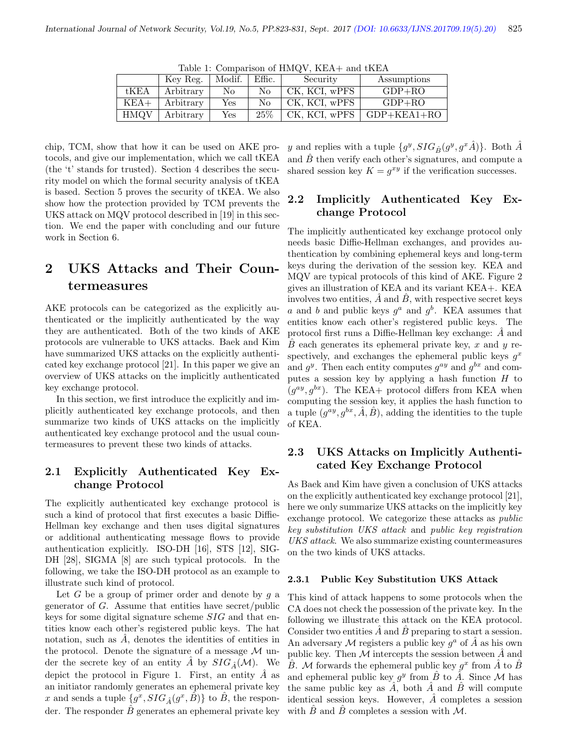Table 1: Comparison of HMQV, KEA+ and tKEA

| | Key Reg. | Modif. | Effic. | Security | Assumptions |
|---|---|---|---|---|---|
| tKEA | Arbitrary | No | No | CK, KCI, wPFS | GDP+RO |
| KEA+ | Arbitrary | Yes | No | CK, KCI, wPFS | GDP+RO |
| HMQV | Arbitrary | Yes | 25% | CK, KCI, wPFS | GDP+KEA1+RO |

chip, TCM, show that how it can be used on AKE protocols, and give our implementation, which we call tKEA (the 't' stands for trusted). Section 4 describes the security model on which the formal security analysis of tKEA is based. Section 5 proves the security of tKEA. We also show how the protection provided by TCM prevents the UKS attack on MQV protocol described in [19] in this section. We end the paper with concluding and our future work in Section 6.

## 2 UKS Attacks and Their Countermeasures

AKE protocols can be categorized as the explicitly authenticated or the implicitly authenticated by the way they are authenticated. Both of the two kinds of AKE protocols are vulnerable to UKS attacks. Baek and Kim have summarized UKS attacks on the explicitly authenticated key exchange protocol [21]. In this paper we give an overview of UKS attacks on the implicitly authenticated key exchange protocol.

In this section, we first introduce the explicitly and implicitly authenticated key exchange protocols, and then summarize two kinds of UKS attacks on the implicitly authenticated key exchange protocol and the usual countermeasures to prevent these two kinds of attacks.

### 2.1 Explicitly Authenticated Key Exchange Protocol

The explicitly authenticated key exchange protocol is such a kind of protocol that first executes a basic Diffie-Hellman key exchange and then uses digital signatures or additional authenticating message flows to provide authentication explicitly. ISO-DH [16], STS [12], SIG-DH [28], SIGMA [8] are such typical protocols. In the following, we take the ISO-DH protocol as an example to illustrate such kind of protocol.

Let $G$ be a group of primer order and denote by $g$ a generator of $G$. Assume that entities have secret/public keys for some digital signature scheme $SIG$ and that entities know each other's registered public keys. The hat notation, such as $\hat{A}$, denotes the identities of entities in the protocol. Denote the signature of a message $\mathcal{M}$ under the secrete key of an entity $\hat{A}$ by $SIG_{\hat{A}}(\mathcal{M})$. We depict the protocol in Figure 1. First, an entity $\hat{A}$ as an initiator randomly generates an ephemeral private key $x$ and sends a tuple $\{g^x, SIG_{\hat{A}}(g^x, \hat{B})\}$ to $\hat{B}$, the responder. The responder $\hat{B}$ generates an ephemeral private key $y$ and replies with a tuple $\{g^y, SIG_{\hat{B}}(g^y, g^x\hat{A})\}$. Both $\hat{A}$ and $\hat{B}$ then verify each other's signatures, and compute a shared session key $K = g^{xy}$ if the verification successes.

### 2.2 Implicitly Authenticated Key Exchange Protocol

The implicitly authenticated key exchange protocol only needs basic Diffie-Hellman exchanges, and provides authentication by combining ephemeral keys and long-term keys during the derivation of the session key. KEA and MQV are typical protocols of this kind of AKE. Figure 2 gives an illustration of KEA and its variant KEA+. KEA involves two entities, $\hat{A}$ and $\hat{B}$, with respective secret keys $a$ and $b$ and public keys $g^a$ and $g^b$. KEA assumes that entities know each other's registered public keys. The protocol first runs a Diffie-Hellman key exchange: $\hat{A}$ and $\hat{B}$ each generates its ephemeral private key, $x$ and $y$ respectively, and exchanges the ephemeral public keys $g^x$ and $g^y$. Then each entity computes $g^{ay}$ and $g^{bx}$ and computes a session key by applying a hash function $H$ to $(g^{ay}, g^{bx})$. The KEA+ protocol differs from KEA when computing the session key, it applies the hash function to a tuple $(g^{ay}, g^{bx}, \hat{A}, \hat{B})$, adding the identities to the tuple of KEA.

### 2.3 UKS Attacks on Implicitly Authenticated Key Exchange Protocol

As Baek and Kim have given a conclusion of UKS attacks on the explicitly authenticated key exchange protocol [21], here we only summarize UKS attacks on the implicitly key exchange protocol. We categorize these attacks as *public key substitution UKS attack* and *public key registration UKS attack*. We also summarize existing countermeasures on the two kinds of UKS attacks.

#### 2.3.1 Public Key Substitution UKS Attack

This kind of attack happens to some protocols when the CA does not check the possession of the private key. In the following we illustrate this attack on the KEA protocol. Consider two entities $\hat{A}$ and $\hat{B}$ preparing to start a session. An adversary $\mathcal{M}$ registers a public key $g^a$ of $\hat{A}$ as his own public key. Then $\mathcal{M}$ intercepts the session between $\hat{A}$ and $\hat{B}$. $\mathcal{M}$ forwards the ephemeral public key $g^x$ from $\hat{A}$ to $\hat{B}$ and ephemeral public key $g^y$ from $\hat{B}$ to $\hat{A}$. Since $\mathcal{M}$ has the same public key as $\hat{A}$, both $\hat{A}$ and $\hat{B}$ will compute identical session keys. However, $\hat{A}$ completes a session with $\hat{B}$ and $\hat{B}$ completes a session with $\mathcal{M}$.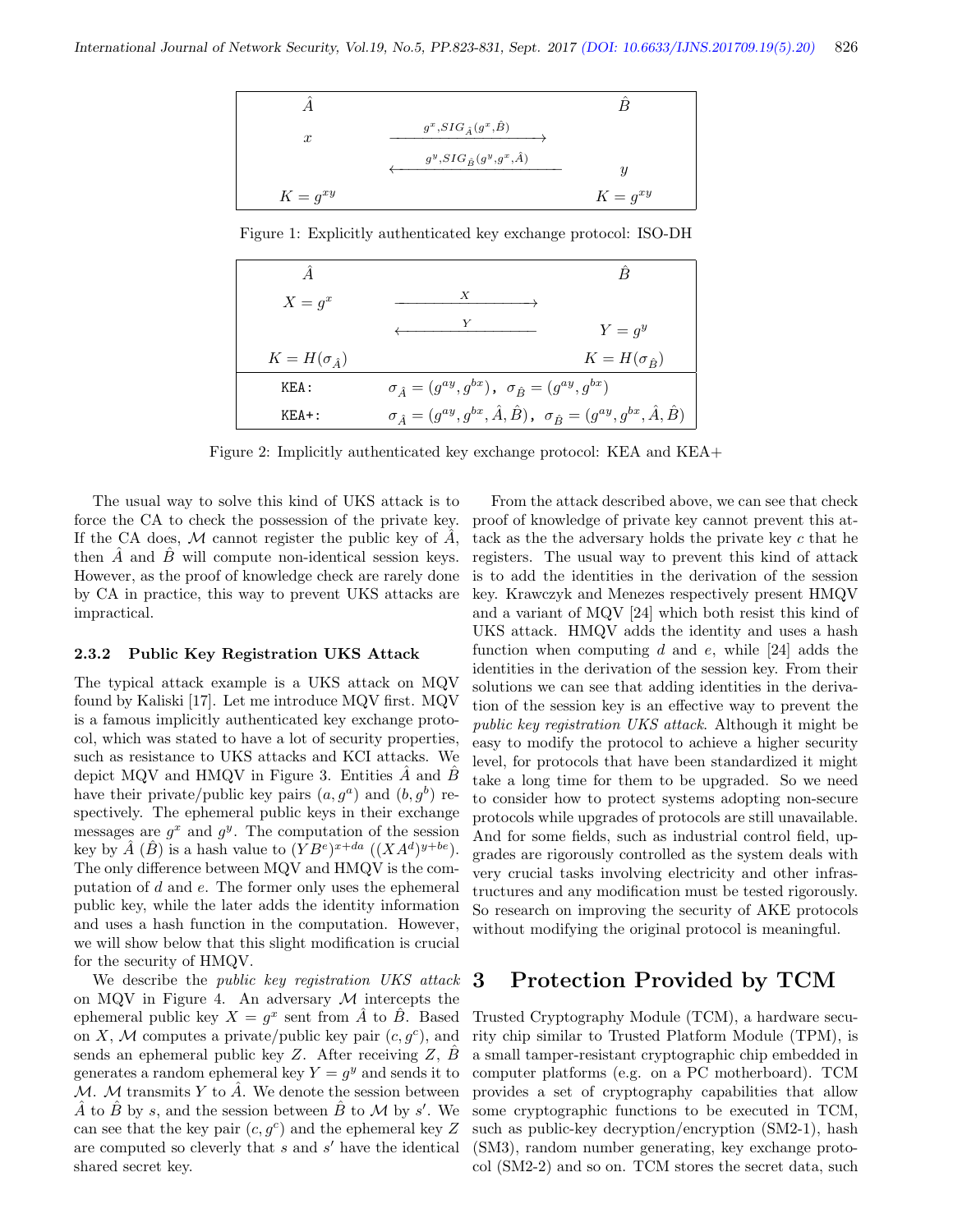| $\hat{A}$ | | $\hat{B}$ |
|---|---|---|
| $x$ | $\xrightarrow{g^x, SIG_{\hat{A}}(g^x, \hat{B})}$ | |
| | $\xleftarrow{g^y, SIG_{\hat{B}}(g^y, g^x, \hat{A})}$ | $y$ |
| $K = g^{xy}$ | | $K = g^{xy}$ |

Figure 1: Explicitly authenticated key exchange protocol: ISO-DH

| $\hat{A}$ | | $\hat{B}$ |
|---|---|---|
| $X = g^x$ | $\xrightarrow{X}$ | |
| | $\xleftarrow{Y}$ | $Y = g^y$ |
| $K = H(\sigma_{\hat{A}})$ | | $K = H(\sigma_{\hat{B}})$ |
| KEA: | $\sigma_{\hat{A}} = (g^{ay}, g^{bx})$, $\sigma_{\hat{B}} = (g^{ay}, g^{bx})$ | |
| KEA+: | $\sigma_{\hat{A}} = (g^{ay}, g^{bx}, \hat{A}, \hat{B})$, $\sigma_{\hat{B}} = (g^{ay}, g^{bx}, \hat{A}, \hat{B})$ | |

Figure 2: Implicitly authenticated key exchange protocol: KEA and KEA+

The usual way to solve this kind of UKS attack is to force the CA to check the possession of the private key. If the CA does, $\mathcal{M}$ cannot register the public key of $\hat{A}$, then $\hat{A}$ and $\hat{B}$ will compute non-identical session keys. However, as the proof of knowledge check are rarely done by CA in practice, this way to prevent UKS attacks are impractical.

#### 2.3.2 Public Key Registration UKS Attack

The typical attack example is a UKS attack on MQV found by Kaliski [17]. Let me introduce MQV first. MQV is a famous implicitly authenticated key exchange protocol, which was stated to have a lot of security properties, such as resistance to UKS attacks and KCI attacks. We depict MQV and HMQV in Figure 3. Entities $\hat{A}$ and $\hat{B}$ have their private/public key pairs $(a, g^a)$ and $(b, g^b)$ respectively. The ephemeral public keys in their exchange messages are $g^x$ and $g^y$. The computation of the session key by $\hat{A}$ ($\hat{B}$) is a hash value to $(YB^e)^{x+da}$ ($(XA^d)^{y+be}$). The only difference between MQV and HMQV is the computation of $d$ and $e$. The former only uses the ephemeral public key, while the later adds the identity information and uses a hash function in the computation. However, we will show below that this slight modification is crucial for the security of HMQV.

We describe the *public key registration UKS attack* on MQV in Figure 4. An adversary $\mathcal{M}$ intercepts the ephemeral public key $X = g^x$ sent from $\hat{A}$ to $\hat{B}$. Based on $X$, $\mathcal{M}$ computes a private/public key pair $(c, g^c)$, and sends an ephemeral public key $Z$. After receiving $Z$, $\hat{B}$ generates a random ephemeral key $Y = g^y$ and sends it to $\mathcal{M}$. $\mathcal{M}$ transmits $Y$ to $\hat{A}$. We denote the session between $\hat{A}$ to $\hat{B}$ by $s$, and the session between $\hat{B}$ to $\mathcal{M}$ by $s'$. We can see that the key pair $(c, g^c)$ and the ephemeral key $Z$ are computed so cleverly that $s$ and $s'$ have the identical shared secret key.

From the attack described above, we can see that check proof of knowledge of private key cannot prevent this attack as the the adversary holds the private key $c$ that he registers. The usual way to prevent this kind of attack is to add the identities in the derivation of the session key. Krawczyk and Menezes respectively present HMQV and a variant of MQV [24] which both resist this kind of UKS attack. HMQV adds the identity and uses a hash function when computing $d$ and $e$, while [24] adds the identities in the derivation of the session key. From their solutions we can see that adding identities in the derivation of the session key is an effective way to prevent the *public key registration UKS attack*. Although it might be easy to modify the protocol to achieve a higher security level, for protocols that have been standardized it might take a long time for them to be upgraded. So we need to consider how to protect systems adopting non-secure protocols while upgrades of protocols are still unavailable. And for some fields, such as industrial control field, upgrades are rigorously controlled as the system deals with very crucial tasks involving electricity and other infrastructures and any modification must be tested rigorously. So research on improving the security of AKE protocols without modifying the original protocol is meaningful.

# 3 Protection Provided by TCM

Trusted Cryptography Module (TCM), a hardware security chip similar to Trusted Platform Module (TPM), is a small tamper-resistant cryptographic chip embedded in computer platforms (e.g. on a PC motherboard). TCM provides a set of cryptography capabilities that allow some cryptographic functions to be executed in TCM, such as public-key decryption/encryption (SM2-1), hash (SM3), random number generating, key exchange protocol (SM2-2) and so on. TCM stores the secret data, such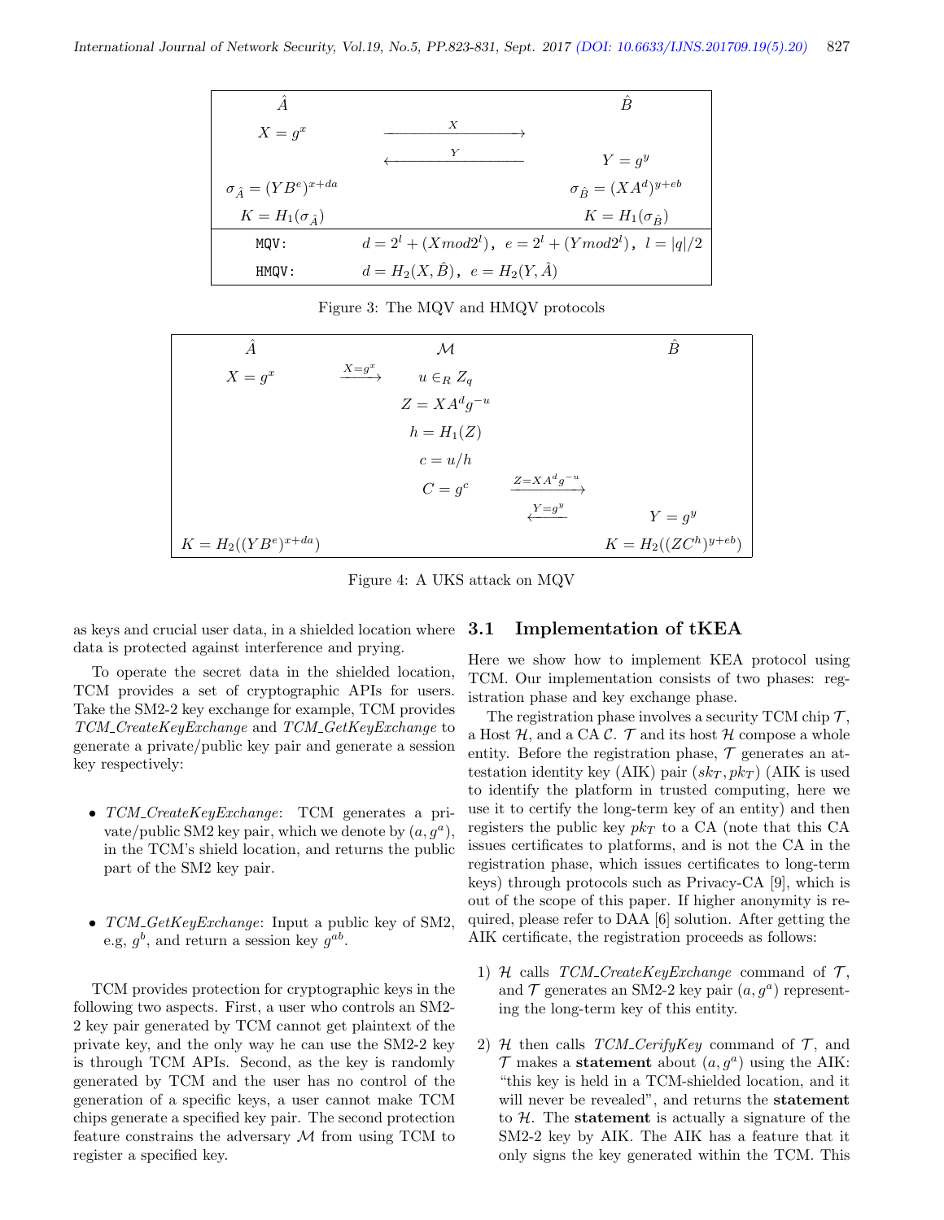| $\hat{A}$ | | $\hat{B}$ |
|---|---|---|
| $X = g^x$ | $\xrightarrow{X}$ | |
| | $\xleftarrow{Y}$ | $Y = g^y$ |
| $\sigma_{\hat{A}} = (YB^e)^{x+da}$ | | $\sigma_{\hat{B}} = (XA^d)^{y+eb}$ |
| $K = H_1(\sigma_{\hat{A}})$ | | $K = H_1(\sigma_{\hat{B}})$ |
| MQV: | $d = 2^l + (X mod 2^l)$, $e = 2^l + (Y mod 2^l)$, $l = \|q\|/2$ | |
| HMQV: | $d = H_2(X, \hat{B})$, $e = H_2(Y, \hat{A})$ | |

Figure 3: The MQV and HMQV protocols

| $\hat{A}$ | | $\mathcal{M}$ | | $\hat{B}$ |
|---|---|---|---|---|
| $X = g^x$ | $\xrightarrow{X=g^x}$ | $u \in_R Z_q$ | | |
| | | $Z = XA^d g^{-u}$ | | |
| | | $h = H_1(Z)$ | | |
| | | $c = u/h$ | | |
| | | $C = g^c$ | $\xrightarrow{Z=XA^d g^{-u}}$ | |
| | | | $\xleftarrow{Y=g^y}$ | $Y = g^y$ |
| $K = H_2((YB^e)^{x+da})$ | | | | $K = H_2((ZC^h)^{y+eb})$ |

Figure 4: A UKS attack on MQV

as keys and crucial user data, in a shielded location where data is protected against interference and prying.

To operate the secret data in the shielded location, TCM provides a set of cryptographic APIs for users. Take the SM2-2 key exchange for example, TCM provides *TCM_CreateKeyExchange* and *TCM_GetKeyExchange* to generate a private/public key pair and generate a session key respectively:

- *TCM_CreateKeyExchange*: TCM generates a private/public SM2 key pair, which we denote by $(a, g^a)$, in the TCM's shield location, and returns the public part of the SM2 key pair.

- *TCM_GetKeyExchange*: Input a public key of SM2, e.g, $g^b$, and return a session key $g^{ab}$.

TCM provides protection for cryptographic keys in the following two aspects. First, a user who controls an SM2-2 key pair generated by TCM cannot get plaintext of the private key, and the only way he can use the SM2-2 key is through TCM APIs. Second, as the key is randomly generated by TCM and the user has no control of the generation of a specific keys, a user cannot make TCM chips generate a specified key pair. The second protection feature constrains the adversary $\mathcal{M}$ from using TCM to register a specified key.

### 3.1 Implementation of tKEA

Here we show how to implement KEA protocol using TCM. Our implementation consists of two phases: registration phase and key exchange phase.

The registration phase involves a security TCM chip $\mathcal{T}$, a Host $\mathcal{H}$, and a CA $\mathcal{C}$. $\mathcal{T}$ and its host $\mathcal{H}$ compose a whole entity. Before the registration phase, $\mathcal{T}$ generates an attestation identity key (AIK) pair $(sk_T, pk_T)$ (AIK is used to identify the platform in trusted computing, here we use it to certify the long-term key of an entity) and then registers the public key $pk_T$ to a CA (note that this CA issues certificates to platforms, and is not the CA in the registration phase, which issues certificates to long-term keys) through protocols such as Privacy-CA [9], which is out of the scope of this paper. If higher anonymity is required, please refer to DAA [6] solution. After getting the AIK certificate, the registration proceeds as follows:

1) $\mathcal{H}$ calls *TCM_CreateKeyExchange* command of $\mathcal{T}$, and $\mathcal{T}$ generates an SM2-2 key pair $(a, g^a)$ representing the long-term key of this entity.

2) $\mathcal{H}$ then calls *TCM_CerifyKey* command of $\mathcal{T}$, and $\mathcal{T}$ makes a **statement** about $(a, g^a)$ using the AIK: "this key is held in a TCM-shielded location, and it will never be revealed", and returns the **statement** to $\mathcal{H}$. The **statement** is actually a signature of the SM2-2 key by AIK. The AIK has a feature that it only signs the key generated within the TCM. This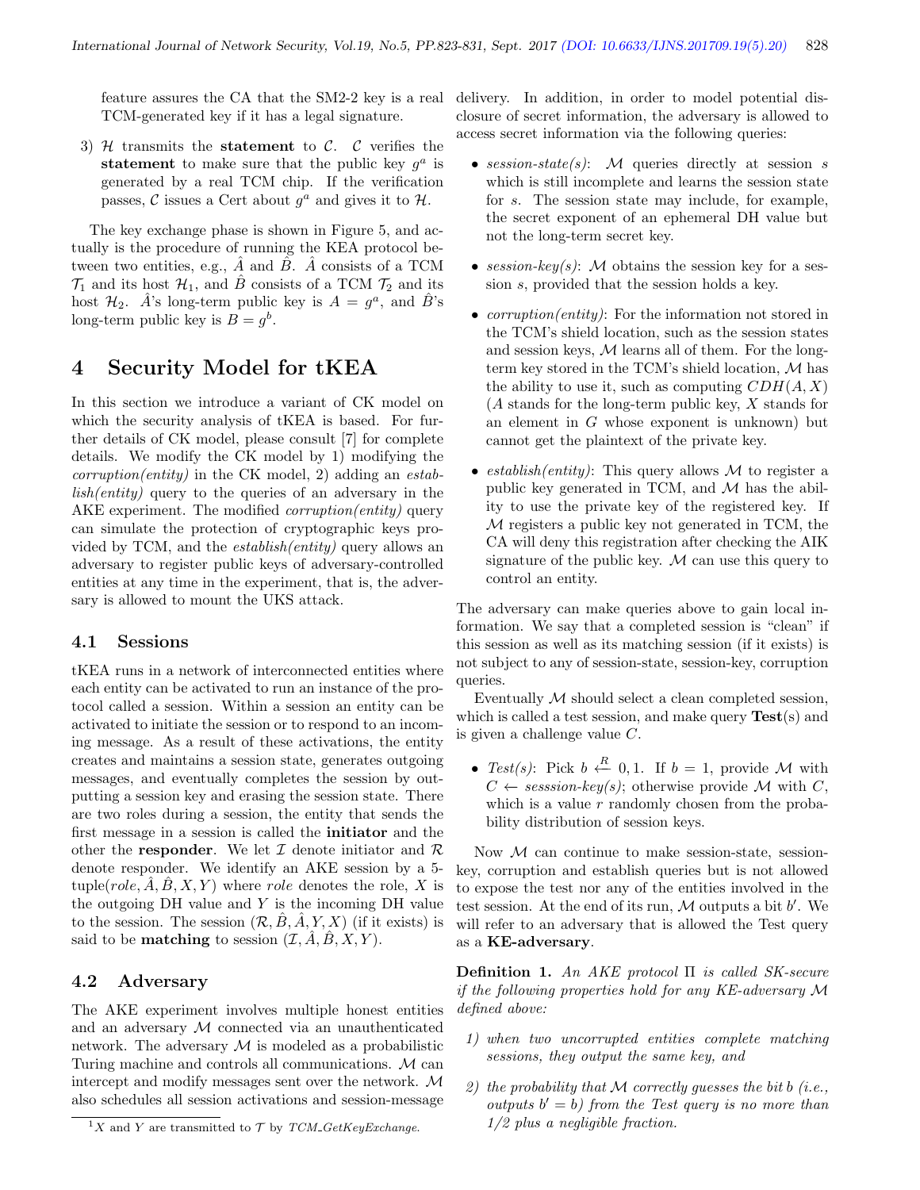feature assures the CA that the SM2-2 key is a real TCM-generated key if it has a legal signature.

3) $\mathcal{H}$ transmits the **statement** to $\mathcal{C}$. $\mathcal{C}$ verifies the **statement** to make sure that the public key $g^a$ is generated by a real TCM chip. If the verification passes, $\mathcal{C}$ issues a Cert about $g^a$ and gives it to $\mathcal{H}$.

The key exchange phase is shown in Figure 5, and actually is the procedure of running the KEA protocol between two entities, e.g., $\hat{A}$ and $\hat{B}$. $\hat{A}$ consists of a TCM $\mathcal{T}_1$ and its host $\mathcal{H}_1$, and $\hat{B}$ consists of a TCM $\mathcal{T}_2$ and its host $\mathcal{H}_2$. $\hat{A}$'s long-term public key is $A = g^a$, and $\hat{B}$'s long-term public key is $B = g^b$.

# 4 Security Model for tKEA

In this section we introduce a variant of CK model on which the security analysis of tKEA is based. For further details of CK model, please consult [7] for complete details. We modify the CK model by 1) modifying the *corruption(entity)* in the CK model, 2) adding an *establish(entity)* query to the queries of an adversary in the AKE experiment. The modified *corruption(entity)* query can simulate the protection of cryptographic keys provided by TCM, and the *establish(entity)* query allows an adversary to register public keys of adversary-controlled entities at any time in the experiment, that is, the adversary is allowed to mount the UKS attack.

## 4.1 Sessions

tKEA runs in a network of interconnected entities where each entity can be activated to run an instance of the protocol called a session. Within a session an entity can be activated to initiate the session or to respond to an incoming message. As a result of these activations, the entity creates and maintains a session state, generates outgoing messages, and eventually completes the session by outputting a session key and erasing the session state. There are two roles during a session, the entity that sends the first message in a session is called the **initiator** and the other the **responder**. We let $\mathcal{I}$ denote initiator and $\mathcal{R}$ denote responder. We identify an AKE session by a 5-tuple$(role, \hat{A}, \hat{B}, X, Y)$ where $role$ denotes the role, $X$ is the outgoing DH value and $Y$ is the incoming DH value to the session. The session $(\mathcal{R}, \hat{B}, \hat{A}, Y, X)$ (if it exists) is said to be **matching** to session $(\mathcal{I}, \hat{A}, \hat{B}, X, Y)$.

## 4.2 Adversary

The AKE experiment involves multiple honest entities and an adversary $\mathcal{M}$ connected via an unauthenticated network. The adversary $\mathcal{M}$ is modeled as a probabilistic Turing machine and controls all communications. $\mathcal{M}$ can intercept and modify messages sent over the network. $\mathcal{M}$ also schedules all session activations and session-message delivery. In addition, in order to model potential disclosure of secret information, the adversary is allowed to access secret information via the following queries:

- *session-state(s)*: $\mathcal{M}$ queries directly at session $s$ which is still incomplete and learns the session state for $s$. The session state may include, for example, the secret exponent of an ephemeral DH value but not the long-term secret key.
- *session-key(s)*: $\mathcal{M}$ obtains the session key for a session $s$, provided that the session holds a key.
- *corruption(entity)*: For the information not stored in the TCM's shield location, such as the session states and session keys, $\mathcal{M}$ learns all of them. For the long-term key stored in the TCM's shield location, $\mathcal{M}$ has the ability to use it, such as computing $CDH(A, X)$ ($A$ stands for the long-term public key, $X$ stands for an element in $G$ whose exponent is unknown) but cannot get the plaintext of the private key.
- *establish(entity)*: This query allows $\mathcal{M}$ to register a public key generated in TCM, and $\mathcal{M}$ has the ability to use the private key of the registered key. If $\mathcal{M}$ registers a public key not generated in TCM, the CA will deny this registration after checking the AIK signature of the public key. $\mathcal{M}$ can use this query to control an entity.

The adversary can make queries above to gain local information. We say that a completed session is "clean" if this session as well as its matching session (if it exists) is not subject to any of session-state, session-key, corruption queries.

Eventually $\mathcal{M}$ should select a clean completed session, which is called a test session, and make query **Test**(s) and is given a challenge value $C$.

- *Test(s)*: Pick $b \xleftarrow{R} 0, 1$. If $b = 1$, provide $\mathcal{M}$ with $C \leftarrow sesssion\text{-}key(s)$; otherwise provide $\mathcal{M}$ with $C$, which is a value $r$ randomly chosen from the probability distribution of session keys.

Now $\mathcal{M}$ can continue to make session-state, session-key, corruption and establish queries but is not allowed to expose the test nor any of the entities involved in the test session. At the end of its run, $\mathcal{M}$ outputs a bit $b'$. We will refer to an adversary that is allowed the Test query as a **KE-adversary**.

**Definition 1.** *An AKE protocol* $\Pi$ *is called SK-secure if the following properties hold for any KE-adversary* $\mathcal{M}$ *defined above:*

*1) when two uncorrupted entities complete matching sessions, they output the same key, and*

*2) the probability that* $\mathcal{M}$ *correctly guesses the bit* $b$ *(i.e., outputs* $b' = b$*) from the Test query is no more than 1/2 plus a negligible fraction.*

[1] $X$ and $Y$ are transmitted to $\mathcal{T}$ by *TCM_GetKeyExchange*.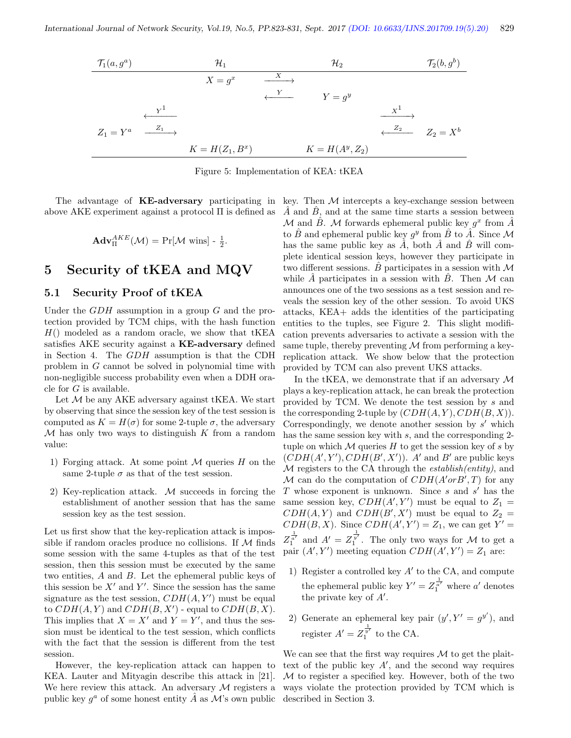| $\mathcal{T}_1(a, g^a)$ | | $\mathcal{H}_1$ | | $\mathcal{H}_2$ | | $\mathcal{T}_2(b, g^b)$ |
|---|---|---|---|---|---|---|
| | | $X = g^x$ | $\xrightarrow{X}$ | | | |
| | | | $\xleftarrow{Y}$ | $Y = g^y$ | | |
| | $\xleftarrow{Y^1}$ | | | | $\xrightarrow{X^1}$ | |
| $Z_1 = Y^a$ | $\xrightarrow{Z_1}$ | | | | $\xleftarrow{Z_2}$ | $Z_2 = X^b$ |
| | | $K = H(Z_1, B^x)$ | | $K = H(A^y, Z_2)$ | | |

Figure 5: Implementation of KEA: tKEA

The advantage of **KE-adversary** participating in above AKE experiment against a protocol $\Pi$ is defined as

$$\mathbf{Adv}_{\Pi}^{AKE}(\mathcal{M}) = \Pr[\mathcal{M} \text{ wins}] - \frac{1}{2}.$$

## 5 Security of tKEA and MQV

### 5.1 Security Proof of tKEA

Under the $GDH$ assumption in a group $G$ and the protection provided by TCM chips, with the hash function $H()$ modeled as a random oracle, we show that tKEA satisfies AKE security against a **KE-adversary** defined in Section 4. The $GDH$ assumption is that the CDH problem in $G$ cannot be solved in polynomial time with non-negligible success probability even when a DDH oracle for $G$ is available.

Let $\mathcal{M}$ be any AKE adversary against tKEA. We start by observing that since the session key of the test session is computed as $K = H(\sigma)$ for some 2-tuple $\sigma$, the adversary $\mathcal{M}$ has only two ways to distinguish $K$ from a random value:

1) Forging attack. At some point $\mathcal{M}$ queries $H$ on the same 2-tuple $\sigma$ as that of the test session.

2) Key-replication attack. $\mathcal{M}$ succeeds in forcing the establishment of another session that has the same session key as the test session.

Let us first show that the key-replication attack is impossible if random oracles produce no collisions. If $\mathcal{M}$ finds some session with the same 4-tuples as that of the test session, then this session must be executed by the same two entities, $A$ and $B$. Let the ephemeral public keys of this session be $X'$ and $Y'$. Since the session has the same signature as the test session, $CDH(A, Y')$ must be equal to $CDH(A, Y)$ and $CDH(B, X')$ - equal to $CDH(B, X)$. This implies that $X = X'$ and $Y = Y'$, and thus the session must be identical to the test session, which conflicts with the fact that the session is different from the test session.

However, the key-replication attack can happen to KEA. Lauter and Mityagin describe this attack in [21]. We here review this attack. An adversary $\mathcal{M}$ registers a public key $g^a$ of some honest entity $\hat{A}$ as $\mathcal{M}$'s own public key. Then $\mathcal{M}$ intercepts a key-exchange session between $\hat{A}$ and $\hat{B}$, and at the same time starts a session between $\mathcal{M}$ and $\hat{B}$. $\mathcal{M}$ forwards ephemeral public key $g^x$ from $\hat{A}$ to $\hat{B}$ and ephemeral public key $g^y$ from $\hat{B}$ to $\hat{A}$. Since $\mathcal{M}$ has the same public key as $\hat{A}$, both $\hat{A}$ and $\hat{B}$ will complete identical session keys, however they participate in two different sessions. $\hat{B}$ participates in a session with $\mathcal{M}$ while $\hat{A}$ participates in a session with $\hat{B}$. Then $\mathcal{M}$ can announces one of the two sessions as a test session and reveals the session key of the other session. To avoid UKS attacks, KEA+ adds the identities of the participating entities to the tuples, see Figure 2. This slight modification prevents adversaries to activate a session with the same tuple, thereby preventing $\mathcal{M}$ from performing a key-replication attack. We show below that the protection provided by TCM can also prevent UKS attacks.

In the tKEA, we demonstrate that if an adversary $\mathcal{M}$ plays a key-replication attack, he can break the protection provided by TCM. We denote the test session by $s$ and the corresponding 2-tuple by $(CDH(A, Y), CDH(B, X))$. Correspondingly, we denote another session by $s'$ which has the same session key with $s$, and the corresponding 2-tuple on which $\mathcal{M}$ queries $H$ to get the session key of $s$ by $(CDH(A', Y'), CDH(B', X'))$. $A'$ and $B'$ are public keys $\mathcal{M}$ registers to the CA through the *establish(entity)*, and $\mathcal{M}$ can do the computation of $CDH(A' or B', T)$ for any $T$ whose exponent is unknown. Since $s$ and $s'$ has the same session key, $CDH(A', Y')$ must be equal to $Z_1 = CDH(A, Y)$ and $CDH(B', X')$ must be equal to $Z_2 = CDH(B, X)$. Since $CDH(A', Y') = Z_1$, we can get $Y' = Z_1^{\frac{1}{a'}}$ and $A' = Z_1^{\frac{1}{y'}}$. The only two ways for $\mathcal{M}$ to get a pair $(A', Y')$ meeting equation $CDH(A', Y') = Z_1$ are:

1) Register a controlled key $A'$ to the CA, and compute the ephemeral public key $Y' = Z_1^{\frac{1}{a'}}$ where $a'$ denotes the private key of $A'$.

2) Generate an ephemeral key pair $(y', Y' = g^{y'})$, and register $A' = Z_1^{\frac{1}{y'}}$ to the CA.

We can see that the first way requires $\mathcal{M}$ to get the plaittext of the public key $A'$, and the second way requires $\mathcal{M}$ to register a specified key. However, both of the two ways violate the protection provided by TCM which is described in Section 3.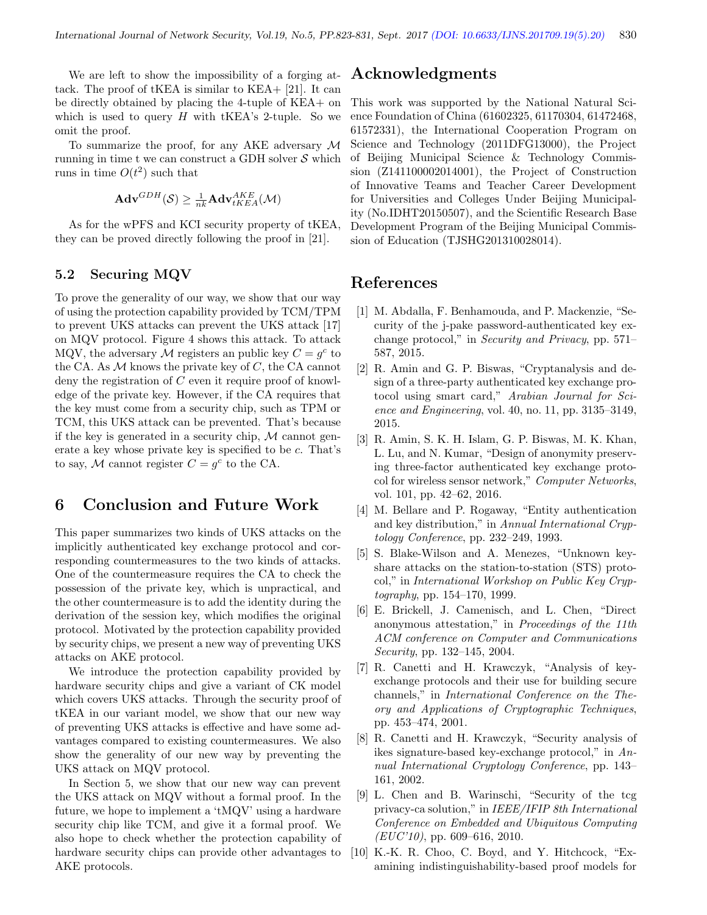We are left to show the impossibility of a forging attack. The proof of tKEA is similar to KEA+ [21]. It can be directly obtained by placing the 4-tuple of KEA+ on which is used to query $H$ with tKEA's 2-tuple. So we omit the proof.

To summarize the proof, for any AKE adversary $\mathcal{M}$ running in time t we can construct a GDH solver $\mathcal{S}$ which runs in time $O(t^2)$ such that

$$\mathbf{Adv}^{GDH}(\mathcal{S}) \geq \frac{1}{nk}\mathbf{Adv}^{AKE}_{tKEA}(\mathcal{M})$$

As for the wPFS and KCI security property of tKEA, they can be proved directly following the proof in [21].

### 5.2 Securing MQV

To prove the generality of our way, we show that our way of using the protection capability provided by TCM/TPM to prevent UKS attacks can prevent the UKS attack [17] on MQV protocol. Figure 4 shows this attack. To attack MQV, the adversary $\mathcal{M}$ registers an public key $C = g^c$ to the CA. As $\mathcal{M}$ knows the private key of $C$, the CA cannot deny the registration of $C$ even it require proof of knowledge of the private key. However, if the CA requires that the key must come from a security chip, such as TPM or TCM, this UKS attack can be prevented. That's because if the key is generated in a security chip, $\mathcal{M}$ cannot generate a key whose private key is specified to be $c$. That's to say, $\mathcal{M}$ cannot register $C = g^c$ to the CA.

## 6 Conclusion and Future Work

This paper summarizes two kinds of UKS attacks on the implicitly authenticated key exchange protocol and corresponding countermeasures to the two kinds of attacks. One of the countermeasure requires the CA to check the possession of the private key, which is unpractical, and the other countermeasure is to add the identity during the derivation of the session key, which modifies the original protocol. Motivated by the protection capability provided by security chips, we present a new way of preventing UKS attacks on AKE protocol.

We introduce the protection capability provided by hardware security chips and give a variant of CK model which covers UKS attacks. Through the security proof of tKEA in our variant model, we show that our new way of preventing UKS attacks is effective and have some advantages compared to existing countermeasures. We also show the generality of our new way by preventing the UKS attack on MQV protocol.

In Section 5, we show that our new way can prevent the UKS attack on MQV without a formal proof. In the future, we hope to implement a 'tMQV' using a hardware security chip like TCM, and give it a formal proof. We also hope to check whether the protection capability of hardware security chips can provide other advantages to AKE protocols.

## Acknowledgments

This work was supported by the National Natural Science Foundation of China (61602325, 61170304, 61472468, 61572331), the International Cooperation Program on Science and Technology (2011DFG13000), the Project of Beijing Municipal Science & Technology Commission (Z141100002014001), the Project of Construction of Innovative Teams and Teacher Career Development for Universities and Colleges Under Beijing Municipality (No.IDHT20150507), and the Scientific Research Base Development Program of the Beijing Municipal Commission of Education (TJSHG201310028014).

## References

[1] M. Abdalla, F. Benhamouda, and P. Mackenzie, "Security of the j-pake password-authenticated key exchange protocol," in *Security and Privacy*, pp. 571–587, 2015.

[2] R. Amin and G. P. Biswas, "Cryptanalysis and design of a three-party authenticated key exchange protocol using smart card," *Arabian Journal for Science and Engineering*, vol. 40, no. 11, pp. 3135–3149, 2015.

[3] R. Amin, S. K. H. Islam, G. P. Biswas, M. K. Khan, L. Lu, and N. Kumar, "Design of anonymity preserving three-factor authenticated key exchange protocol for wireless sensor network," *Computer Networks*, vol. 101, pp. 42–62, 2016.

[4] M. Bellare and P. Rogaway, "Entity authentication and key distribution," in *Annual International Cryptology Conference*, pp. 232–249, 1993.

[5] S. Blake-Wilson and A. Menezes, "Unknown key-share attacks on the station-to-station (STS) protocol," in *International Workshop on Public Key Cryptography*, pp. 154–170, 1999.

[6] E. Brickell, J. Camenisch, and L. Chen, "Direct anonymous attestation," in *Proceedings of the 11th ACM conference on Computer and Communications Security*, pp. 132–145, 2004.

[7] R. Canetti and H. Krawczyk, "Analysis of key-exchange protocols and their use for building secure channels," in *International Conference on the Theory and Applications of Cryptographic Techniques*, pp. 453–474, 2001.

[8] R. Canetti and H. Krawczyk, "Security analysis of ikes signature-based key-exchange protocol," in *Annual International Cryptology Conference*, pp. 143–161, 2002.

[9] L. Chen and B. Warinschi, "Security of the tcg privacy-ca solution," in *IEEE/IFIP 8th International Conference on Embedded and Ubiquitous Computing (EUC'10)*, pp. 609–616, 2010.

[10] K.-K. R. Choo, C. Boyd, and Y. Hitchcock, "Examining indistinguishability-based proof models for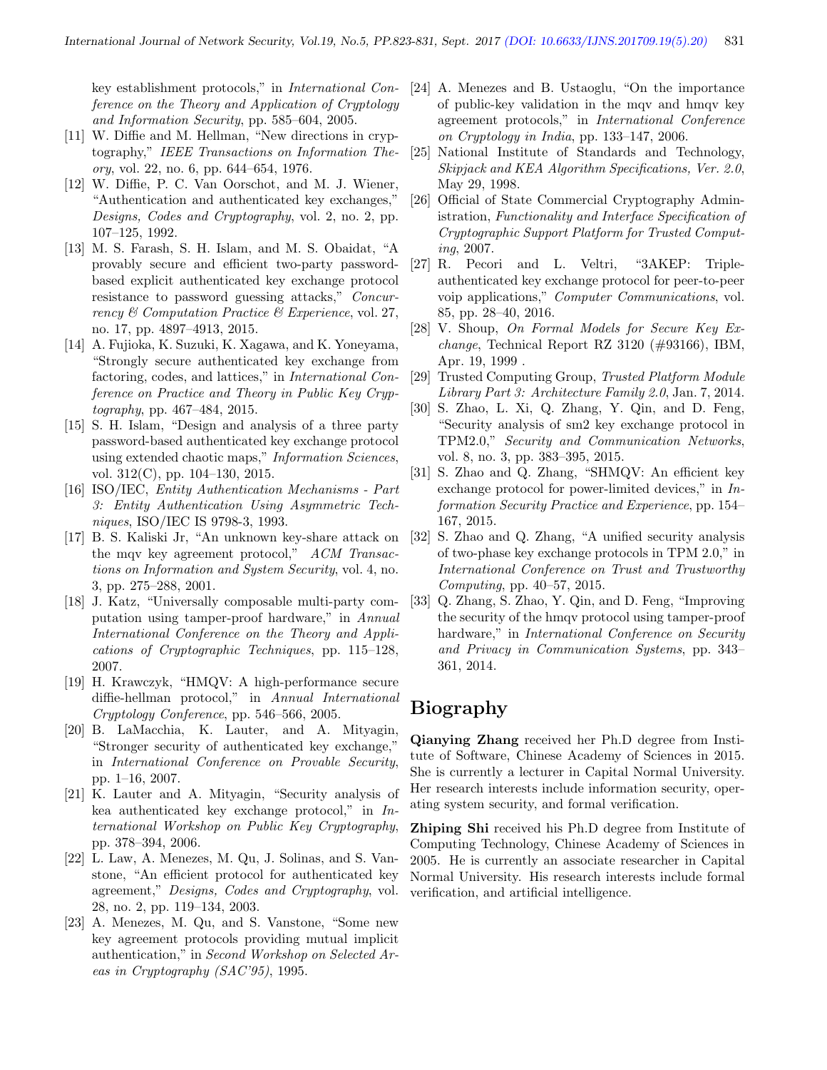key establishment protocols," in *International Conference on the Theory and Application of Cryptology and Information Security*, pp. 585–604, 2005.

[11] W. Diffie and M. Hellman, "New directions in cryptography," *IEEE Transactions on Information Theory*, vol. 22, no. 6, pp. 644–654, 1976.

[12] W. Diffie, P. C. Van Oorschot, and M. J. Wiener, "Authentication and authenticated key exchanges," *Designs, Codes and Cryptography*, vol. 2, no. 2, pp. 107–125, 1992.

[13] M. S. Farash, S. H. Islam, and M. S. Obaidat, "A provably secure and efficient two-party password-based explicit authenticated key exchange protocol resistance to password guessing attacks," *Concurrency & Computation Practice & Experience*, vol. 27, no. 17, pp. 4897–4913, 2015.

[14] A. Fujioka, K. Suzuki, K. Xagawa, and K. Yoneyama, "Strongly secure authenticated key exchange from factoring, codes, and lattices," in *International Conference on Practice and Theory in Public Key Cryptography*, pp. 467–484, 2015.

[15] S. H. Islam, "Design and analysis of a three party password-based authenticated key exchange protocol using extended chaotic maps," *Information Sciences*, vol. 312(C), pp. 104–130, 2015.

[16] ISO/IEC, *Entity Authentication Mechanisms - Part 3: Entity Authentication Using Asymmetric Techniques*, ISO/IEC IS 9798-3, 1993.

[17] B. S. Kaliski Jr, "An unknown key-share attack on the mqv key agreement protocol," *ACM Transactions on Information and System Security*, vol. 4, no. 3, pp. 275–288, 2001.

[18] J. Katz, "Universally composable multi-party computation using tamper-proof hardware," in *Annual International Conference on the Theory and Applications of Cryptographic Techniques*, pp. 115–128, 2007.

[19] H. Krawczyk, "HMQV: A high-performance secure diffie-hellman protocol," in *Annual International Cryptology Conference*, pp. 546–566, 2005.

[20] B. LaMacchia, K. Lauter, and A. Mityagin, "Stronger security of authenticated key exchange," in *International Conference on Provable Security*, pp. 1–16, 2007.

[21] K. Lauter and A. Mityagin, "Security analysis of kea authenticated key exchange protocol," in *International Workshop on Public Key Cryptography*, pp. 378–394, 2006.

[22] L. Law, A. Menezes, M. Qu, J. Solinas, and S. Vanstone, "An efficient protocol for authenticated key agreement," *Designs, Codes and Cryptography*, vol. 28, no. 2, pp. 119–134, 2003.

[23] A. Menezes, M. Qu, and S. Vanstone, "Some new key agreement protocols providing mutual implicit authentication," in *Second Workshop on Selected Areas in Cryptography (SAC'95)*, 1995.

[24] A. Menezes and B. Ustaoglu, "On the importance of public-key validation in the mqv and hmqv key agreement protocols," in *International Conference on Cryptology in India*, pp. 133–147, 2006.

[25] National Institute of Standards and Technology, *Skipjack and KEA Algorithm Specifications, Ver. 2.0*, May 29, 1998.

[26] Official of State Commercial Cryptography Administration, *Functionality and Interface Specification of Cryptographic Support Platform for Trusted Computing*, 2007.

[27] R. Pecori and L. Veltri, "3AKEP: Triple-authenticated key exchange protocol for peer-to-peer voip applications," *Computer Communications*, vol. 85, pp. 28–40, 2016.

[28] V. Shoup, *On Formal Models for Secure Key Exchange*, Technical Report RZ 3120 (#93166), IBM, Apr. 19, 1999 .

[29] Trusted Computing Group, *Trusted Platform Module Library Part 3: Architecture Family 2.0*, Jan. 7, 2014.

[30] S. Zhao, L. Xi, Q. Zhang, Y. Qin, and D. Feng, "Security analysis of sm2 key exchange protocol in TPM2.0," *Security and Communication Networks*, vol. 8, no. 3, pp. 383–395, 2015.

[31] S. Zhao and Q. Zhang, "SHMQV: An efficient key exchange protocol for power-limited devices," in *Information Security Practice and Experience*, pp. 154–167, 2015.

[32] S. Zhao and Q. Zhang, "A unified security analysis of two-phase key exchange protocols in TPM 2.0," in *International Conference on Trust and Trustworthy Computing*, pp. 40–57, 2015.

[33] Q. Zhang, S. Zhao, Y. Qin, and D. Feng, "Improving the security of the hmqv protocol using tamper-proof hardware," in *International Conference on Security and Privacy in Communication Systems*, pp. 343–361, 2014.

## Biography

**Qianying Zhang** received her Ph.D degree from Institute of Software, Chinese Academy of Sciences in 2015. She is currently a lecturer in Capital Normal University. Her research interests include information security, operating system security, and formal verification.

**Zhiping Shi** received his Ph.D degree from Institute of Computing Technology, Chinese Academy of Sciences in 2005. He is currently an associate researcher in Capital Normal University. His research interests include formal verification, and artificial intelligence.